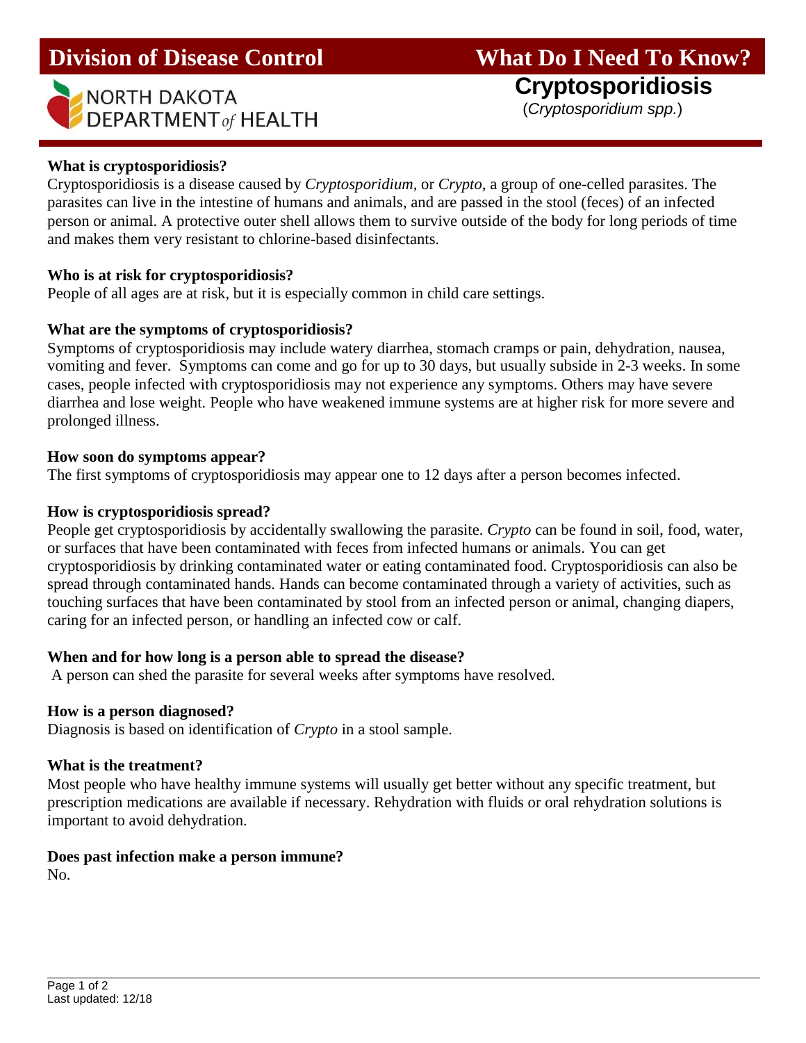# Division of Disease Control

NORTH DAKOTA DEPARTMENT *of* HEALTH

# What Do I Need To Know?

## Cryptosporidiosis

(*Cryptosporidium spp.*)

**What is cryptosporidiosis?**

Cryptosporidiosis is a disease caused by *Cryptosporidium*, or *Crypto*, a group of one-celled parasites. The parasites can live in the intestine of humans and animals, and are passed in the stool (feces) of an infected person or animal. A protective outer shell allows them to survive outside of the body for long periods of time and makes them very resistant to chlorine-based disinfectants.

**Who is at risk for cryptosporidiosis?**

People of all ages are at risk, but it is especially common in child care settings.

**What are the symptoms of cryptosporidiosis?**

Symptoms of cryptosporidiosis may include watery diarrhea, stomach cramps or pain, dehydration, nausea, vomiting and fever. Symptoms can come and go for up to 30 days, but usually subside in 2-3 weeks. In some cases, people infected with cryptosporidiosis may not experience any symptoms. Others may have severe diarrhea and lose weight. People who have weakened immune systems are at higher risk for more severe and prolonged illness.

**How soon do symptoms appear?**

The first symptoms of cryptosporidiosis may appear one to 12 days after a person becomes infected.

**How is cryptosporidiosis spread?**

People get cryptosporidiosis by accidentally swallowing the parasite. *Crypto* can be found in soil, food, water, or surfaces that have been contaminated with feces from infected humans or animals. You can get cryptosporidiosis by drinking contaminated water or eating contaminated food. Cryptosporidiosis can also be spread through contaminated hands. Hands can become contaminated through a variety of activities, such as touching surfaces that have been contaminated by stool from an infected person or animal, changing diapers, caring for an infected person, or handling an infected cow or calf.

**When and for how long is a person able to spread the disease?**

A person can shed the parasite for several weeks after symptoms have resolved.

**How is a person diagnosed?**

Diagnosis is based on identification of *Crypto* in a stool sample.

**What is the treatment?**

Most people who have healthy immune systems will usually get better without any specific treatment, but prescription medications are available if necessary. Rehydration with fluids or oral rehydration solutions is important to avoid dehydration.

**Does past infection make a person immune?**

No.

Last updated: 12/18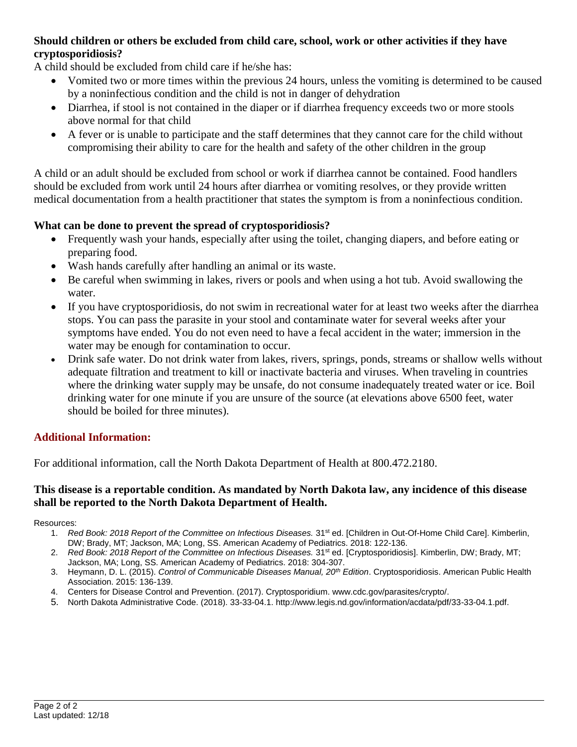**Should children or others be excluded from child care, school, work or other activities if they have cryptosporidiosis?**

A child should be excluded from child care if he/she has:

- Vomited two or more times within the previous 24 hours, unless the vomiting is determined to be caused by a noninfectious condition and the child is not in danger of dehydration
- Diarrhea, if stool is not contained in the diaper or if diarrhea frequency exceeds two or more stools above normal for that child
- A fever or is unable to participate and the staff determines that they cannot care for the child without compromising their ability to care for the health and safety of the other children in the group

A child or an adult should be excluded from school or work if diarrhea cannot be contained. Food handlers should be excluded from work until 24 hours after diarrhea or vomiting resolves, or they provide written medical documentation from a health practitioner that states the symptom is from a noninfectious condition.

**What can be done to prevent the spread of cryptosporidiosis?**

- Frequently wash your hands, especially after using the toilet, changing diapers, and before eating or preparing food.
- Wash hands carefully after handling an animal or its waste.
- Be careful when swimming in lakes, rivers or pools and when using a hot tub. Avoid swallowing the water.
- If you have cryptosporidiosis, do not swim in recreational water for at least two weeks after the diarrhea stops. You can pass the parasite in your stool and contaminate water for several weeks after your symptoms have ended. You do not even need to have a fecal accident in the water; immersion in the water may be enough for contamination to occur.
- Drink safe water. Do not drink water from lakes, rivers, springs, ponds, streams or shallow wells without adequate filtration and treatment to kill or inactivate bacteria and viruses. When traveling in countries where the drinking water supply may be unsafe, do not consume inadequately treated water or ice. Boil drinking water for one minute if you are unsure of the source (at elevations above 6500 feet, water should be boiled for three minutes).

## Additional Information:

For additional information, call the North Dakota Department of Health at 800.472.2180.

**This disease is a reportable condition. As mandated by North Dakota law, any incidence of this disease shall be reported to the North Dakota Department of Health.**

Resources:

1. *Red Book: 2018 Report of the Committee on Infectious Diseases.* 31st ed. [Children in Out-Of-Home Child Care]. Kimberlin, DW; Brady, MT; Jackson, MA; Long, SS. American Academy of Pediatrics. 2018: 122-136.
2. *Red Book: 2018 Report of the Committee on Infectious Diseases.* 31st ed. [Cryptosporidiosis]. Kimberlin, DW; Brady, MT; Jackson, MA; Long, SS. American Academy of Pediatrics. 2018: 304-307.
3. Heymann, D. L. (2015). *Control of Communicable Diseases Manual, 20th Edition*. Cryptosporidiosis. American Public Health Association. 2015: 136-139.
4. Centers for Disease Control and Prevention. (2017). Cryptosporidium. www.cdc.gov/parasites/crypto/.
5. North Dakota Administrative Code. (2018). 33-33-04.1. http://www.legis.nd.gov/information/acdata/pdf/33-33-04.1.pdf.

Last updated: 12/18